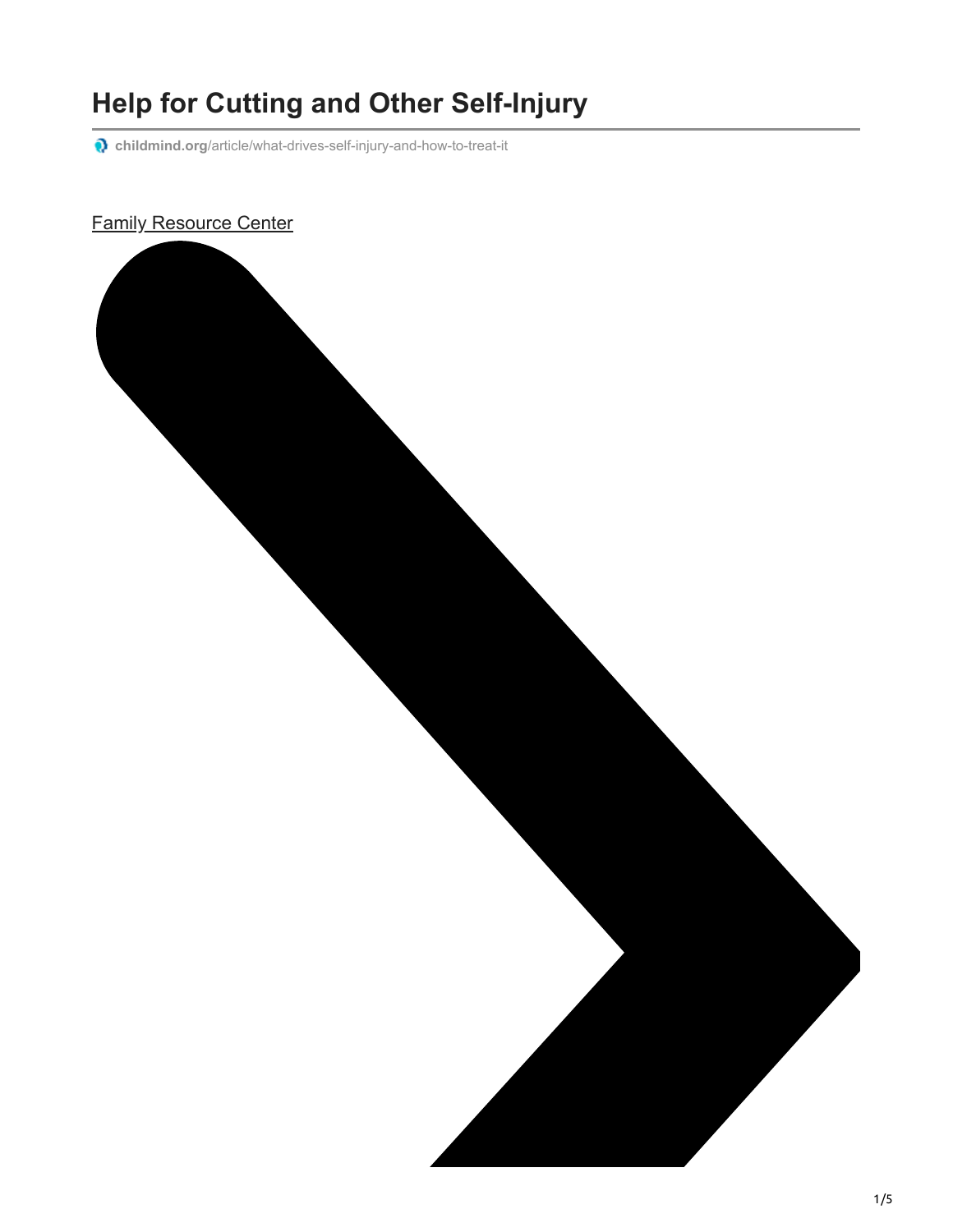# Help for Cutting and Other Self-Injury

childmind.org/article/what-drives-self-injury-and-how-to-treat-it

Family Resource Center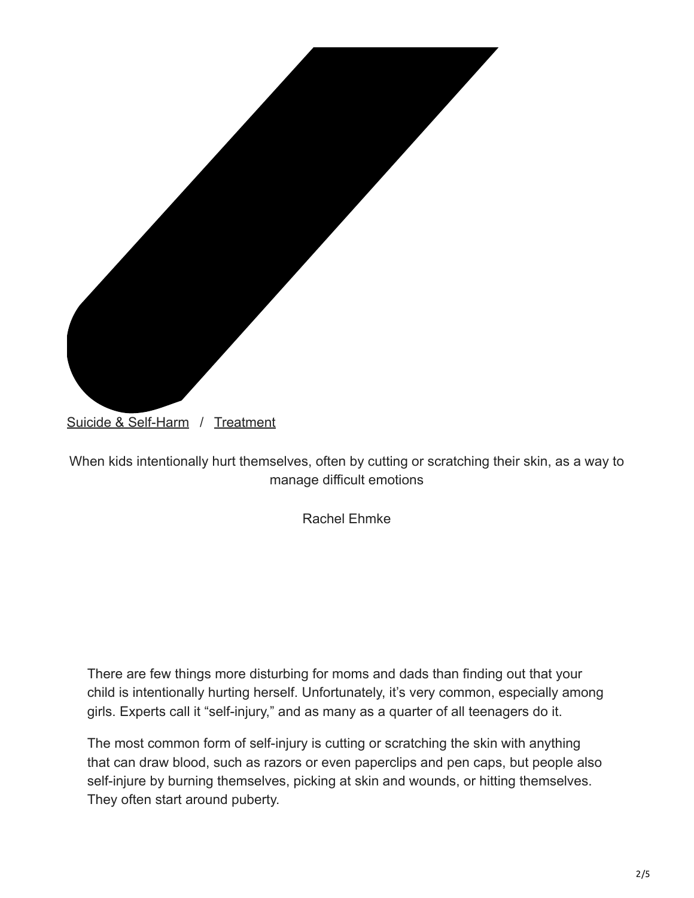Suicide & Self-Harm / Treatment

When kids intentionally hurt themselves, often by cutting or scratching their skin, as a way to manage difficult emotions

Rachel Ehmke

There are few things more disturbing for moms and dads than finding out that your child is intentionally hurting herself. Unfortunately, it's very common, especially among girls. Experts call it "self-injury," and as many as a quarter of all teenagers do it.

The most common form of self-injury is cutting or scratching the skin with anything that can draw blood, such as razors or even paperclips and pen caps, but people also self-injure by burning themselves, picking at skin and wounds, or hitting themselves. They often start around puberty.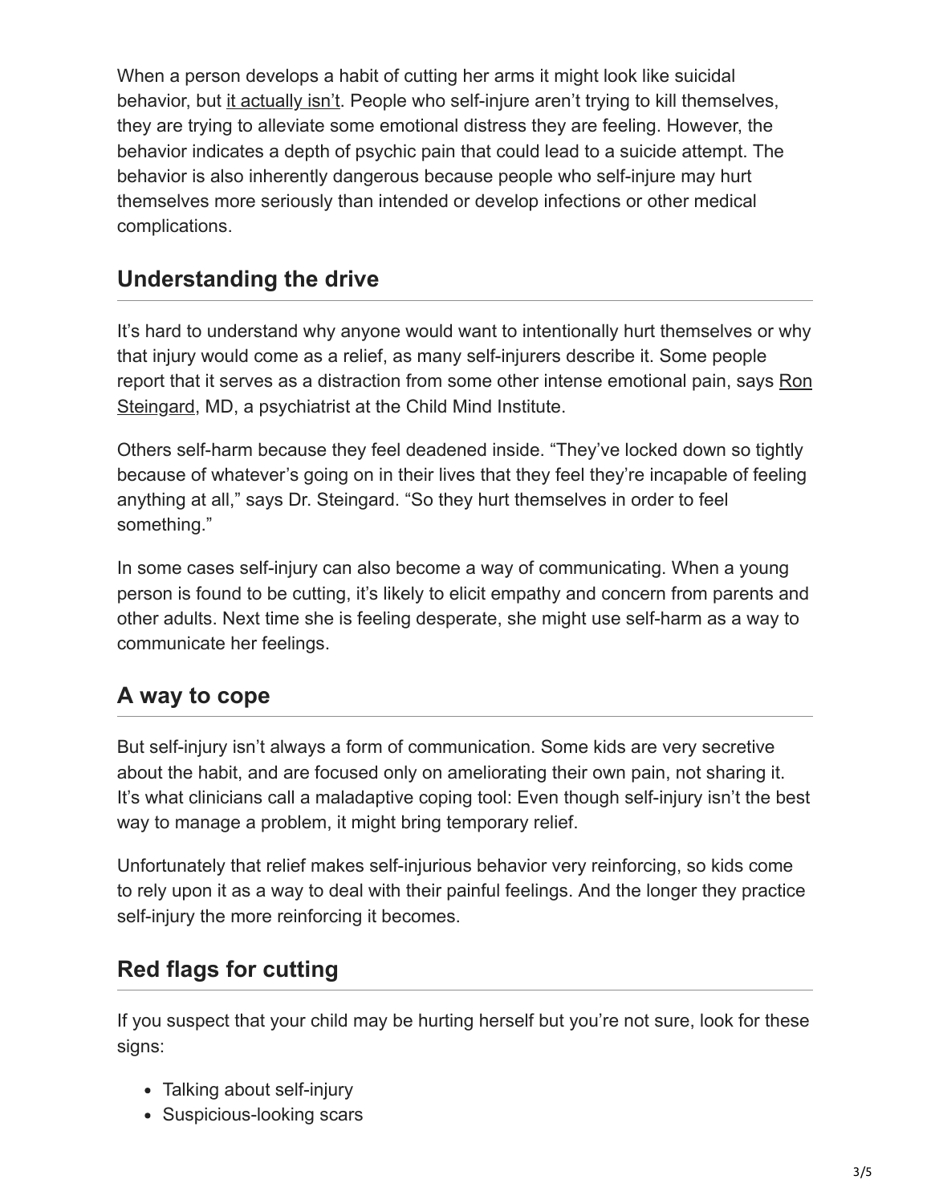When a person develops a habit of cutting her arms it might look like suicidal behavior, but it actually isn't. People who self-injure aren't trying to kill themselves, they are trying to alleviate some emotional distress they are feeling. However, the behavior indicates a depth of psychic pain that could lead to a suicide attempt. The behavior is also inherently dangerous because people who self-injure may hurt themselves more seriously than intended or develop infections or other medical complications.

## Understanding the drive

It's hard to understand why anyone would want to intentionally hurt themselves or why that injury would come as a relief, as many self-injurers describe it. Some people report that it serves as a distraction from some other intense emotional pain, says Ron Steingard, MD, a psychiatrist at the Child Mind Institute.

Others self-harm because they feel deadened inside. "They've locked down so tightly because of whatever's going on in their lives that they feel they're incapable of feeling anything at all," says Dr. Steingard. "So they hurt themselves in order to feel something."

In some cases self-injury can also become a way of communicating. When a young person is found to be cutting, it's likely to elicit empathy and concern from parents and other adults. Next time she is feeling desperate, she might use self-harm as a way to communicate her feelings.

## A way to cope

But self-injury isn't always a form of communication. Some kids are very secretive about the habit, and are focused only on ameliorating their own pain, not sharing it. It's what clinicians call a maladaptive coping tool: Even though self-injury isn't the best way to manage a problem, it might bring temporary relief.

Unfortunately that relief makes self-injurious behavior very reinforcing, so kids come to rely upon it as a way to deal with their painful feelings. And the longer they practice self-injury the more reinforcing it becomes.

## Red flags for cutting

If you suspect that your child may be hurting herself but you're not sure, look for these signs:

- Talking about self-injury
- Suspicious-looking scars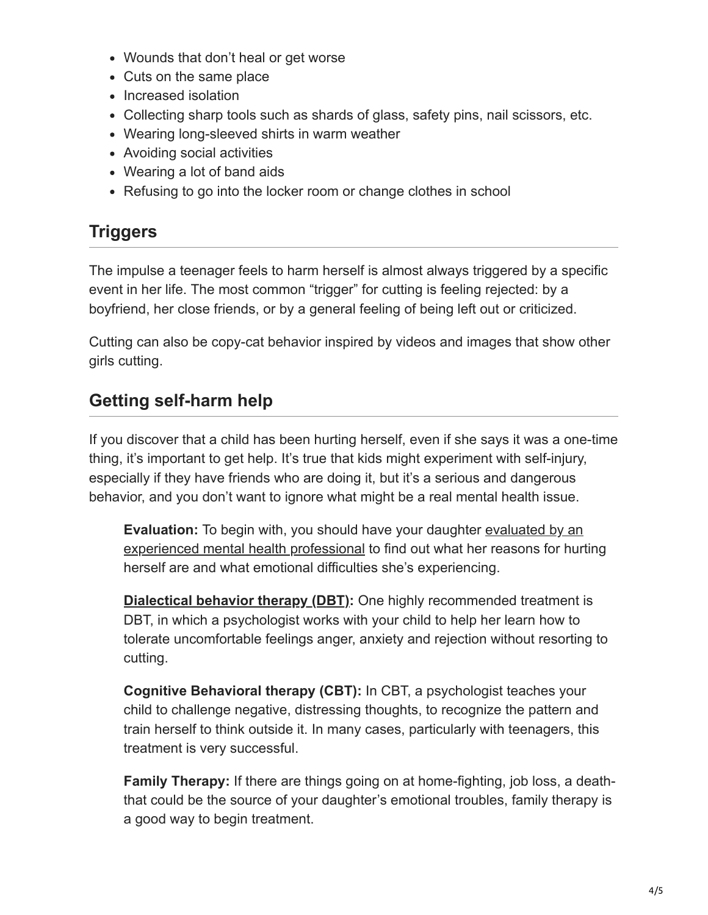- Wounds that don't heal or get worse
- Cuts on the same place
- Increased isolation
- Collecting sharp tools such as shards of glass, safety pins, nail scissors, etc.
- Wearing long-sleeved shirts in warm weather
- Avoiding social activities
- Wearing a lot of band aids
- Refusing to go into the locker room or change clothes in school

## Triggers

The impulse a teenager feels to harm herself is almost always triggered by a specific event in her life. The most common "trigger" for cutting is feeling rejected: by a boyfriend, her close friends, or by a general feeling of being left out or criticized.

Cutting can also be copy-cat behavior inspired by videos and images that show other girls cutting.

## Getting self-harm help

If you discover that a child has been hurting herself, even if she says it was a one-time thing, it's important to get help. It's true that kids might experiment with self-injury, especially if they have friends who are doing it, but it's a serious and dangerous behavior, and you don't want to ignore what might be a real mental health issue.

> **Evaluation:** To begin with, you should have your daughter evaluated by an experienced mental health professional to find out what her reasons for hurting herself are and what emotional difficulties she's experiencing.
>
> **Dialectical behavior therapy (DBT):** One highly recommended treatment is DBT, in which a psychologist works with your child to help her learn how to tolerate uncomfortable feelings anger, anxiety and rejection without resorting to cutting.
>
> **Cognitive Behavioral therapy (CBT):** In CBT, a psychologist teaches your child to challenge negative, distressing thoughts, to recognize the pattern and train herself to think outside it. In many cases, particularly with teenagers, this treatment is very successful.
>
> **Family Therapy:** If there are things going on at home-fighting, job loss, a death-that could be the source of your daughter's emotional troubles, family therapy is a good way to begin treatment.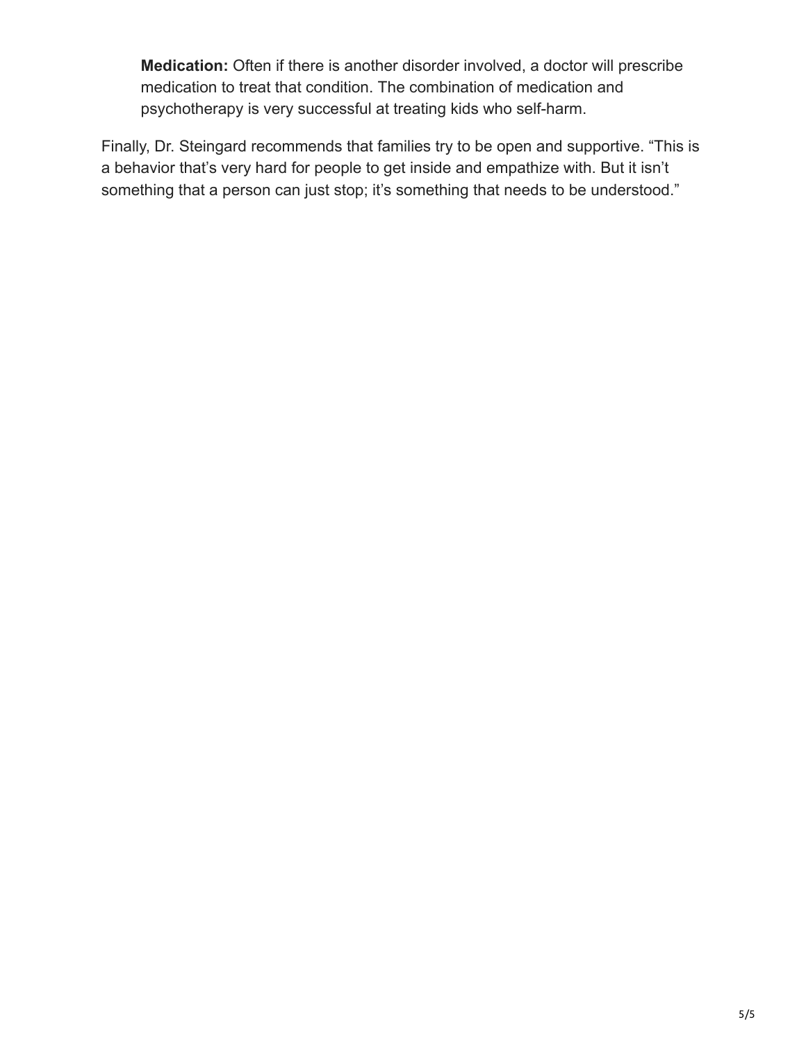**Medication:** Often if there is another disorder involved, a doctor will prescribe medication to treat that condition. The combination of medication and psychotherapy is very successful at treating kids who self-harm.

Finally, Dr. Steingard recommends that families try to be open and supportive. "This is a behavior that's very hard for people to get inside and empathize with. But it isn't something that a person can just stop; it's something that needs to be understood."